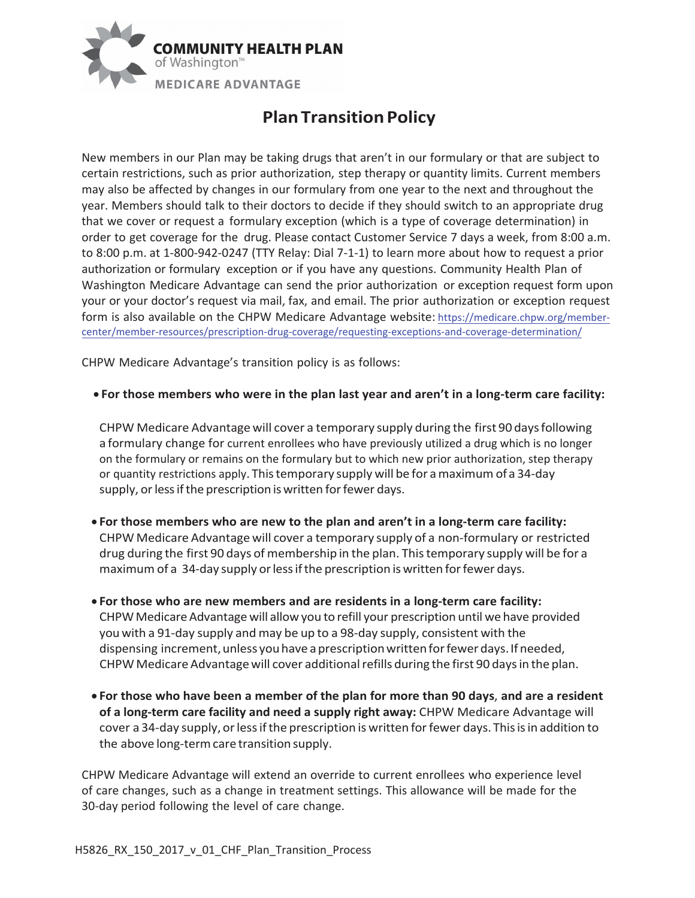COMMUNITY HEALTH PLAN
of Washington™
MEDICARE ADVANTAGE

# Plan Transition Policy

New members in our Plan may be taking drugs that aren't in our formulary or that are subject to certain restrictions, such as prior authorization, step therapy or quantity limits. Current members may also be affected by changes in our formulary from one year to the next and throughout the year. Members should talk to their doctors to decide if they should switch to an appropriate drug that we cover or request a formulary exception (which is a type of coverage determination) in order to get coverage for the drug. Please contact Customer Service 7 days a week, from 8:00 a.m. to 8:00 p.m. at 1-800-942-0247 (TTY Relay: Dial 7-1-1) to learn more about how to request a prior authorization or formulary exception or if you have any questions. Community Health Plan of Washington Medicare Advantage can send the prior authorization or exception request form upon your or your doctor's request via mail, fax, and email. The prior authorization or exception request form is also available on the CHPW Medicare Advantage website: https://medicare.chpw.org/member-center/member-resources/prescription-drug-coverage/requesting-exceptions-and-coverage-determination/

CHPW Medicare Advantage's transition policy is as follows:

- **For those members who were in the plan last year and aren't in a long-term care facility:**

  CHPW Medicare Advantage will cover a temporary supply during the first 90 days following a formulary change for current enrollees who have previously utilized a drug which is no longer on the formulary or remains on the formulary but to which new prior authorization, step therapy or quantity restrictions apply. This temporary supply will be for a maximum of a 34-day supply, or less if the prescription is written for fewer days.

- **For those members who are new to the plan and aren't in a long-term care facility:** CHPW Medicare Advantage will cover a temporary supply of a non-formulary or restricted drug during the first 90 days of membership in the plan. This temporary supply will be for a maximum of a 34-day supply or less if the prescription is written for fewer days.

- **For those who are new members and are residents in a long-term care facility:** CHPW Medicare Advantage will allow you to refill your prescription until we have provided you with a 91-day supply and may be up to a 98-day supply, consistent with the dispensing increment, unless you have a prescription written for fewer days. If needed, CHPW Medicare Advantage will cover additional refills during the first 90 days in the plan.

- **For those who have been a member of the plan for more than 90 days**, **and are a resident of a long-term care facility and need a supply right away:** CHPW Medicare Advantage will cover a 34-day supply, or less if the prescription is written for fewer days. This is in addition to the above long-term care transition supply.

CHPW Medicare Advantage will extend an override to current enrollees who experience level of care changes, such as a change in treatment settings. This allowance will be made for the 30-day period following the level of care change.

H5826_RX_150_2017_v_01_CHF_Plan_Transition_Process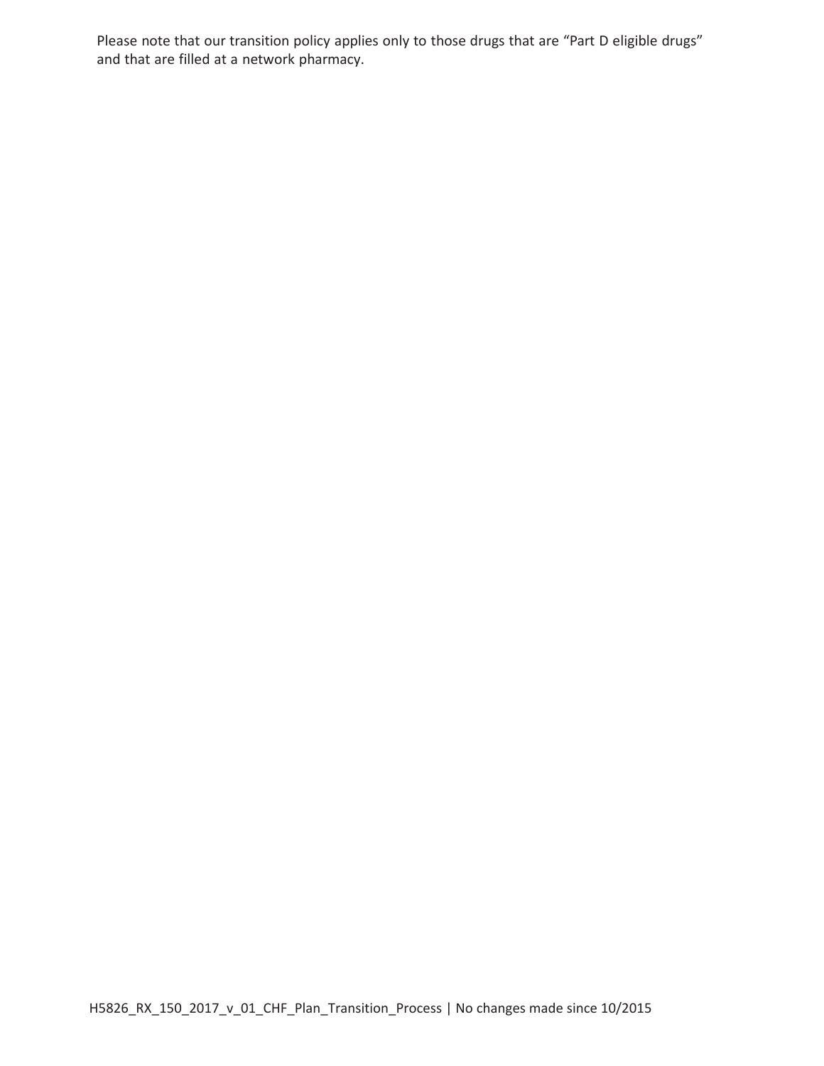Please note that our transition policy applies only to those drugs that are "Part D eligible drugs" and that are filled at a network pharmacy.

H5826_RX_150_2017_v_01_CHF_Plan_Transition_Process | No changes made since 10/2015